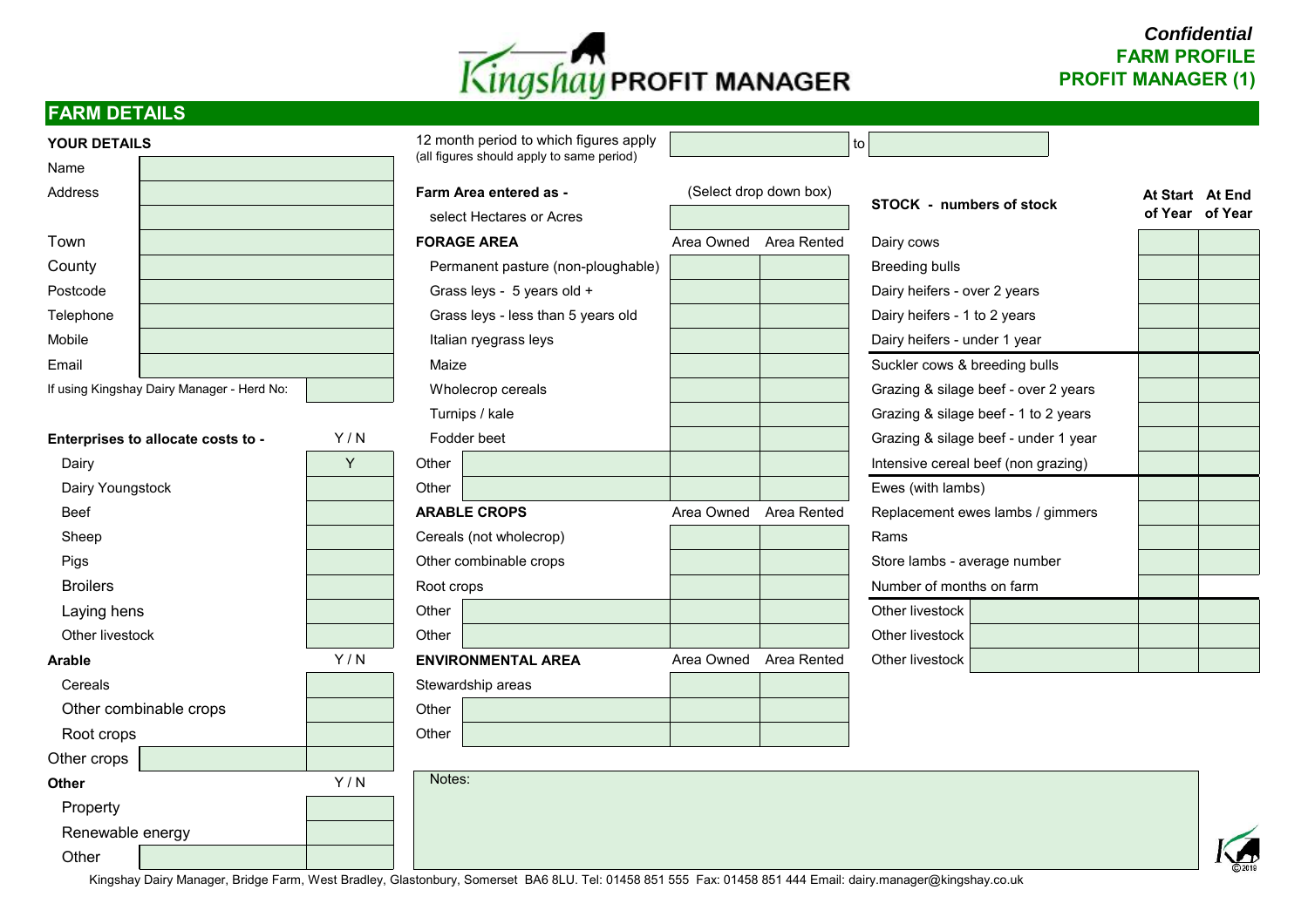*Confidential*
**FARM PROFILE**
**PROFIT MANAGER (1)**

# Kingshay PROFIT MANAGER

## FARM DETAILS

### YOUR DETAILS

| | |
|---|---|
| Name | |
| Address | |
| | |
| Town | |
| County | |
| Postcode | |
| Telephone | |
| Mobile | |
| Email | |
| If using Kingshay Dairy Manager - Herd No: | |

| Enterprises to allocate costs to - | Y / N |
|---|---|
| Dairy | Y |
| Dairy Youngstock | |
| Beef | |
| Sheep | |
| Pigs | |
| Broilers | |
| Laying hens | |
| Other livestock | |
| **Arable** | **Y / N** |
| Cereals | |
| Other combinable crops | |
| Root crops | |
| Other crops | |
| **Other** | **Y / N** |
| Property | |
| Renewable energy | |
| Other | |

12 month period to which figures apply (all figures should apply to same period) ______ to ______

**Farm Area entered as -** (Select drop down box)
select Hectares or Acres ______

| FORAGE AREA | Area Owned | Area Rented |
|---|---|---|
| Permanent pasture (non-ploughable) | | |
| Grass leys - 5 years old + | | |
| Grass leys - less than 5 years old | | |
| Italian ryegrass leys | | |
| Maize | | |
| Wholecrop cereals | | |
| Turnips / kale | | |
| Fodder beet | | |
| Other | | |
| Other | | |
| **ARABLE CROPS** | **Area Owned** | **Area Rented** |
| Cereals (not wholecrop) | | |
| Other combinable crops | | |
| Root crops | | |
| Other | | |
| Other | | |
| **ENVIRONMENTAL AREA** | **Area Owned** | **Area Rented** |
| Stewardship areas | | |
| Other | | |
| Other | | |

| STOCK - numbers of stock | At Start of Year | At End of Year |
|---|---|---|
| Dairy cows | | |
| Breeding bulls | | |
| Dairy heifers - over 2 years | | |
| Dairy heifers - 1 to 2 years | | |
| Dairy heifers - under 1 year | | |
| Suckler cows & breeding bulls | | |
| Grazing & silage beef - over 2 years | | |
| Grazing & silage beef - 1 to 2 years | | |
| Grazing & silage beef - under 1 year | | |
| Intensive cereal beef (non grazing) | | |
| Ewes (with lambs) | | |
| Replacement ewes lambs / gimmers | | |
| Rams | | |
| Store lambs - average number | | |
| Number of months on farm | | |
| Other livestock | | |
| Other livestock | | |
| Other livestock | | |

Notes:

Kingshay Dairy Manager, Bridge Farm, West Bradley, Glastonbury, Somerset BA6 8LU. Tel: 01458 851 555 Fax: 01458 851 444 Email: dairy.manager@kingshay.co.uk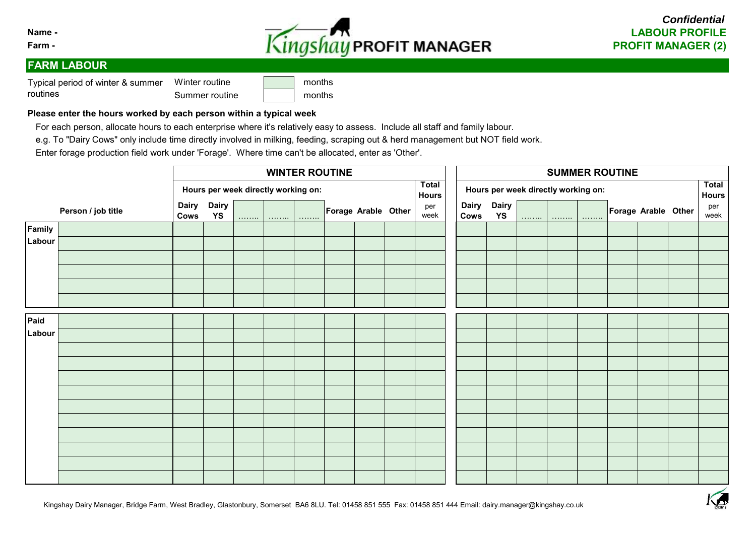**Name -**

**Farm -**

Kingshay PROFIT MANAGER

***Confidential***
**LABOUR PROFILE**
**PROFIT MANAGER (2)**

## FARM LABOUR

| Typical period of winter & summer routines | | |
|---|---|---|
| Winter routine | | months |
| Summer routine | | months |

**Please enter the hours worked by each person within a typical week**

For each person, allocate hours to each enterprise where it's relatively easy to assess. Include all staff and family labour.

e.g. To "Dairy Cows" only include time directly involved in milking, feeding, scraping out & herd management but NOT field work.

Enter forage production field work under 'Forage'. Where time can't be allocated, enter as 'Other'.

| | | WINTER ROUTINE | | | | | | | | | SUMMER ROUTINE | | | | | | | | |
|---|---|---|---|---|---|---|---|---|---|---|---|---|---|---|---|---|---|---|---|
| | | Hours per week directly working on: | | | | | | | | Total Hours | Hours per week directly working on: | | | | | | | | Total Hours |
| | Person / job title | Dairy Cows | Dairy YS | …….. | …….. | …….. | Forage | Arable | Other | per week | Dairy Cows | Dairy YS | …….. | …….. | …….. | Forage | Arable | Other | per week |
| Family Labour | | | | | | | | | | | | | | | | | | | |
| | | | | | | | | | | | | | | | | | | | |
| | | | | | | | | | | | | | | | | | | | |
| | | | | | | | | | | | | | | | | | | | |
| | | | | | | | | | | | | | | | | | | | |
| | | | | | | | | | | | | | | | | | | | |
| Paid Labour | | | | | | | | | | | | | | | | | | | |
| | | | | | | | | | | | | | | | | | | | |
| | | | | | | | | | | | | | | | | | | | |
| | | | | | | | | | | | | | | | | | | | |
| | | | | | | | | | | | | | | | | | | | |
| | | | | | | | | | | | | | | | | | | | |
| | | | | | | | | | | | | | | | | | | | |
| | | | | | | | | | | | | | | | | | | | |
| | | | | | | | | | | | | | | | | | | | |
| | | | | | | | | | | | | | | | | | | | |
| | | | | | | | | | | | | | | | | | | | |
| | | | | | | | | | | | | | | | | | | | |

Kingshay Dairy Manager, Bridge Farm, West Bradley, Glastonbury, Somerset BA6 8LU. Tel: 01458 851 555 Fax: 01458 851 444 Email: dairy.manager@kingshay.co.uk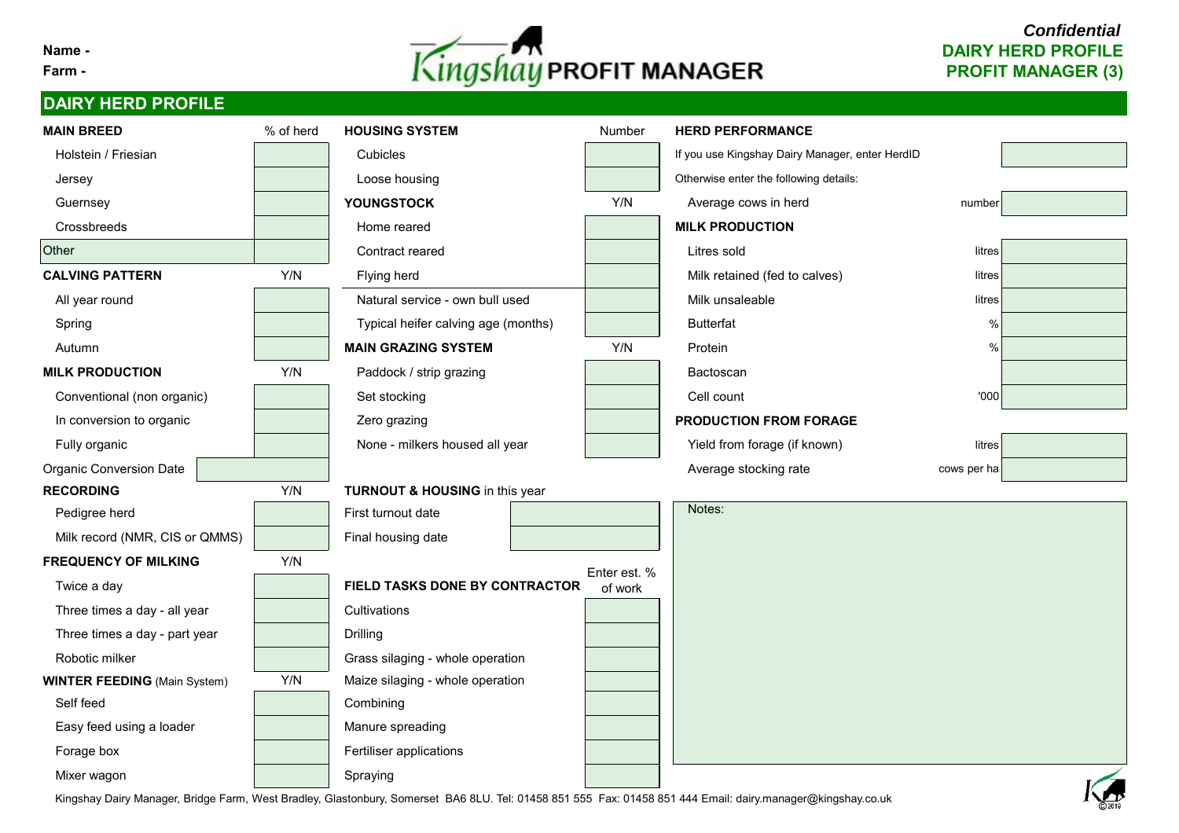**Name -**
**Farm -**

Kingshay PROFIT MANAGER

***Confidential***
**DAIRY HERD PROFILE**
**PROFIT MANAGER (3)**

## DAIRY HERD PROFILE

| MAIN BREED | % of herd |
|---|---|
| Holstein / Friesian | |
| Jersey | |
| Guernsey | |
| Crossbreeds | |
| Other | |

| CALVING PATTERN | Y/N |
|---|---|
| All year round | |
| Spring | |
| Autumn | |

| MILK PRODUCTION | Y/N |
|---|---|
| Conventional (non organic) | |
| In conversion to organic | |
| Fully organic | |
| Organic Conversion Date | |

| RECORDING | Y/N |
|---|---|
| Pedigree herd | |
| Milk record (NMR, CIS or QMMS) | |

| FREQUENCY OF MILKING | Y/N |
|---|---|
| Twice a day | |
| Three times a day - all year | |
| Three times a day - part year | |
| Robotic milker | |

| WINTER FEEDING (Main System) | Y/N |
|---|---|
| Self feed | |
| Easy feed using a loader | |
| Forage box | |
| Mixer wagon | |

| HOUSING SYSTEM | Number |
|---|---|
| Cubicles | |
| Loose housing | |

| YOUNGSTOCK | Y/N |
|---|---|
| Home reared | |
| Contract reared | |
| Flying herd | |
| Natural service - own bull used | |
| Typical heifer calving age (months) | |

| MAIN GRAZING SYSTEM | Y/N |
|---|---|
| Paddock / strip grazing | |
| Set stocking | |
| Zero grazing | |
| None - milkers housed all year | |

**TURNOUT & HOUSING** in this year

| | |
|---|---|
| First turnout date | |
| Final housing date | |

| FIELD TASKS DONE BY CONTRACTOR | Enter est. % of work |
|---|---|
| Cultivations | |
| Drilling | |
| Grass silaging - whole operation | |
| Maize silaging - whole operation | |
| Combining | |
| Manure spreading | |
| Fertiliser applications | |
| Spraying | |

**HERD PERFORMANCE**

| | | |
|---|---|---|
| If you use Kingshay Dairy Manager, enter HerdID | | |
| Otherwise enter the following details: | | |
| Average cows in herd | number | |

| MILK PRODUCTION | | |
|---|---|---|
| Litres sold | litres | |
| Milk retained (fed to calves) | litres | |
| Milk unsaleable | litres | |
| Butterfat | % | |
| Protein | % | |
| Bactoscan | | |
| Cell count | '000 | |

| PRODUCTION FROM FORAGE | | |
|---|---|---|
| Yield from forage (if known) | litres | |
| Average stocking rate | cows per ha | |

Notes:

Kingshay Dairy Manager, Bridge Farm, West Bradley, Glastonbury, Somerset BA6 8LU. Tel: 01458 851 555 Fax: 01458 851 444 Email: dairy.manager@kingshay.co.uk

©2019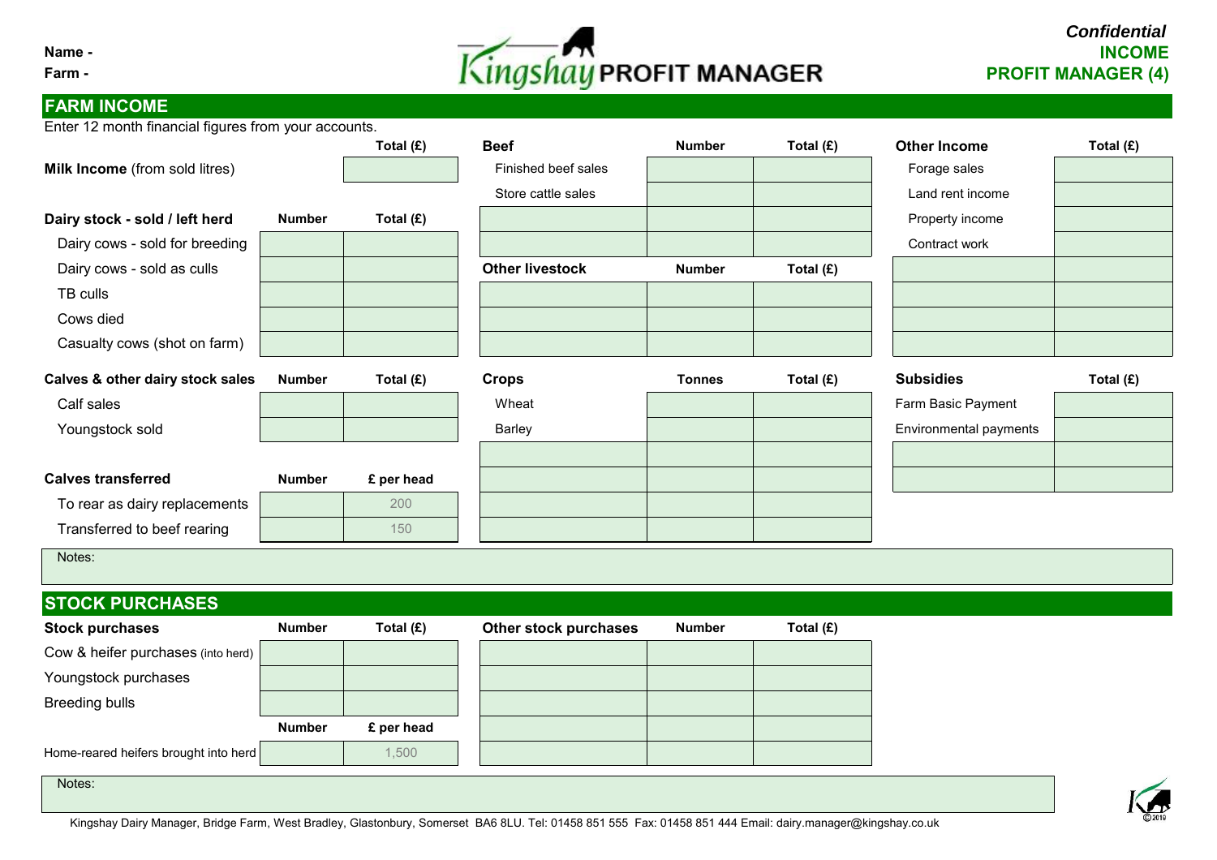Name -

Farm -

# Kingshay PROFIT MANAGER

***Confidential***
**INCOME**
**PROFIT MANAGER (4)**

## FARM INCOME

Enter 12 month financial figures from your accounts.

| | | Total (£) |
|---|---|---|
| **Milk Income** (from sold litres) | | |

| **Dairy stock - sold / left herd** | **Number** | **Total (£)** |
|---|---|---|
| Dairy cows - sold for breeding | | |
| Dairy cows - sold as culls | | |
| TB culls | | |
| Cows died | | |
| Casualty cows (shot on farm) | | |

| **Calves & other dairy stock sales** | **Number** | **Total (£)** |
|---|---|---|
| Calf sales | | |
| Youngstock sold | | |

| **Calves transferred** | **Number** | **£ per head** |
|---|---|---|
| To rear as dairy replacements | | 200 |
| Transferred to beef rearing | | 150 |

| **Beef** | **Number** | **Total (£)** |
|---|---|---|
| Finished beef sales | | |
| Store cattle sales | | |
| | | |
| | | |

| **Other livestock** | **Number** | **Total (£)** |
|---|---|---|
| | | |
| | | |
| | | |

| **Crops** | **Tonnes** | **Total (£)** |
|---|---|---|
| Wheat | | |
| Barley | | |
| | | |
| | | |
| | | |
| | | |

| **Other Income** | **Total (£)** |
|---|---|
| Forage sales | |
| Land rent income | |
| Property income | |
| Contract work | |
| | |
| | |
| | |
| | |

| **Subsidies** | **Total (£)** |
|---|---|
| Farm Basic Payment | |
| Environmental payments | |
| | |
| | |

Notes:

## STOCK PURCHASES

| **Stock purchases** | **Number** | **Total (£)** |
|---|---|---|
| Cow & heifer purchases (into herd) | | |
| Youngstock purchases | | |
| Breeding bulls | | |

| | **Number** | **£ per head** |
|---|---|---|
| Home-reared heifers brought into herd | | 1,500 |

| **Other stock purchases** | **Number** | **Total (£)** |
|---|---|---|
| | | |
| | | |
| | | |
| | | |
| | | |

Notes:

Kingshay Dairy Manager, Bridge Farm, West Bradley, Glastonbury, Somerset BA6 8LU. Tel: 01458 851 555 Fax: 01458 851 444 Email: dairy.manager@kingshay.co.uk

©2019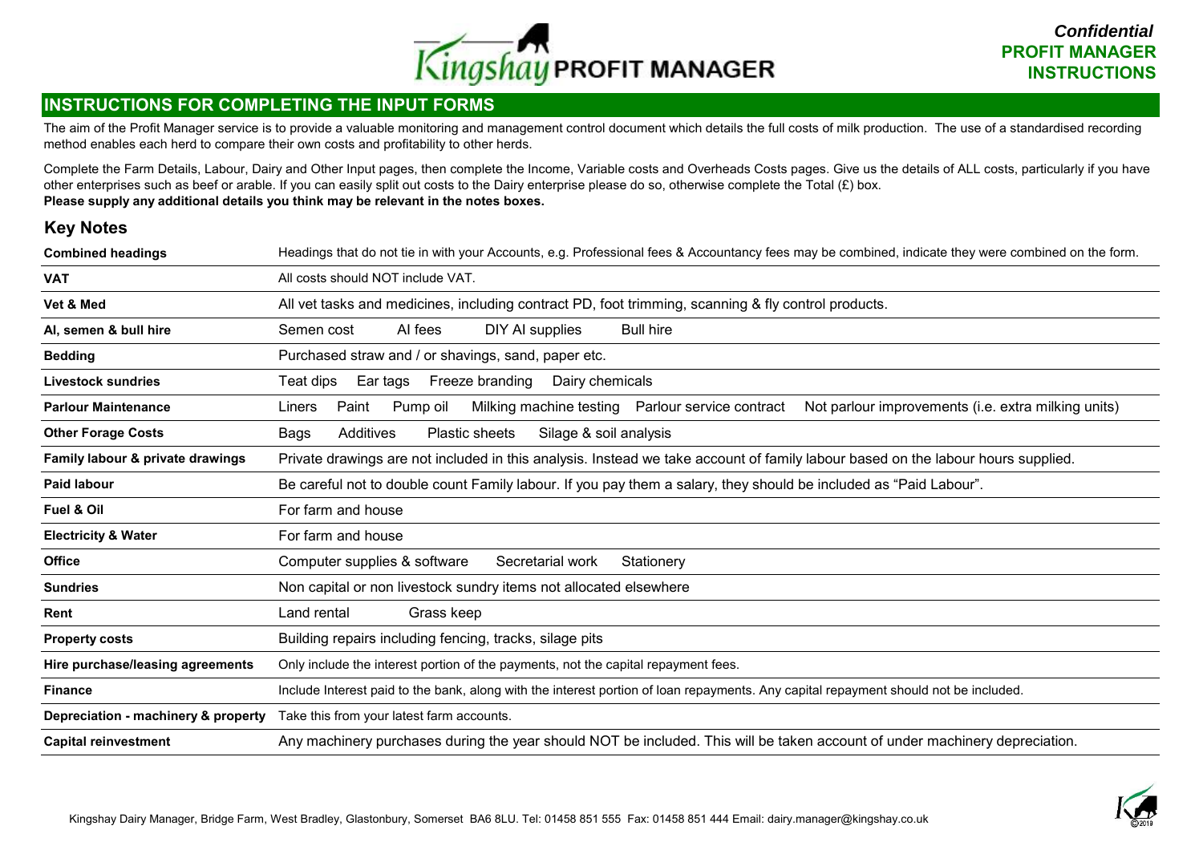*Confidential*
**PROFIT MANAGER INSTRUCTIONS**

## INSTRUCTIONS FOR COMPLETING THE INPUT FORMS

The aim of the Profit Manager service is to provide a valuable monitoring and management control document which details the full costs of milk production. The use of a standardised recording method enables each herd to compare their own costs and profitability to other herds.

Complete the Farm Details, Labour, Dairy and Other Input pages, then complete the Income, Variable costs and Overheads Costs pages. Give us the details of ALL costs, particularly if you have other enterprises such as beef or arable. If you can easily split out costs to the Dairy enterprise please do so, otherwise complete the Total (£) box.
**Please supply any additional details you think may be relevant in the notes boxes.**

### Key Notes

| | |
|---|---|
| **Combined headings** | Headings that do not tie in with your Accounts, e.g. Professional fees & Accountancy fees may be combined, indicate they were combined on the form. |
| **VAT** | All costs should NOT include VAT. |
| **Vet & Med** | All vet tasks and medicines, including contract PD, foot trimming, scanning & fly control products. |
| **AI, semen & bull hire** | Semen cost AI fees DIY AI supplies Bull hire |
| **Bedding** | Purchased straw and / or shavings, sand, paper etc. |
| **Livestock sundries** | Teat dips Ear tags Freeze branding Dairy chemicals |
| **Parlour Maintenance** | Liners Paint Pump oil Milking machine testing Parlour service contract Not parlour improvements (i.e. extra milking units) |
| **Other Forage Costs** | Bags Additives Plastic sheets Silage & soil analysis |
| **Family labour & private drawings** | Private drawings are not included in this analysis. Instead we take account of family labour based on the labour hours supplied. |
| **Paid labour** | Be careful not to double count Family labour. If you pay them a salary, they should be included as "Paid Labour". |
| **Fuel & Oil** | For farm and house |
| **Electricity & Water** | For farm and house |
| **Office** | Computer supplies & software Secretarial work Stationery |
| **Sundries** | Non capital or non livestock sundry items not allocated elsewhere |
| **Rent** | Land rental Grass keep |
| **Property costs** | Building repairs including fencing, tracks, silage pits |
| **Hire purchase/leasing agreements** | Only include the interest portion of the payments, not the capital repayment fees. |
| **Finance** | Include Interest paid to the bank, along with the interest portion of loan repayments. Any capital repayment should not be included. |
| **Depreciation - machinery & property** | Take this from your latest farm accounts. |
| **Capital reinvestment** | Any machinery purchases during the year should NOT be included. This will be taken account of under machinery depreciation. |

Kingshay Dairy Manager, Bridge Farm, West Bradley, Glastonbury, Somerset BA6 8LU. Tel: 01458 851 555 Fax: 01458 851 444 Email: dairy.manager@kingshay.co.uk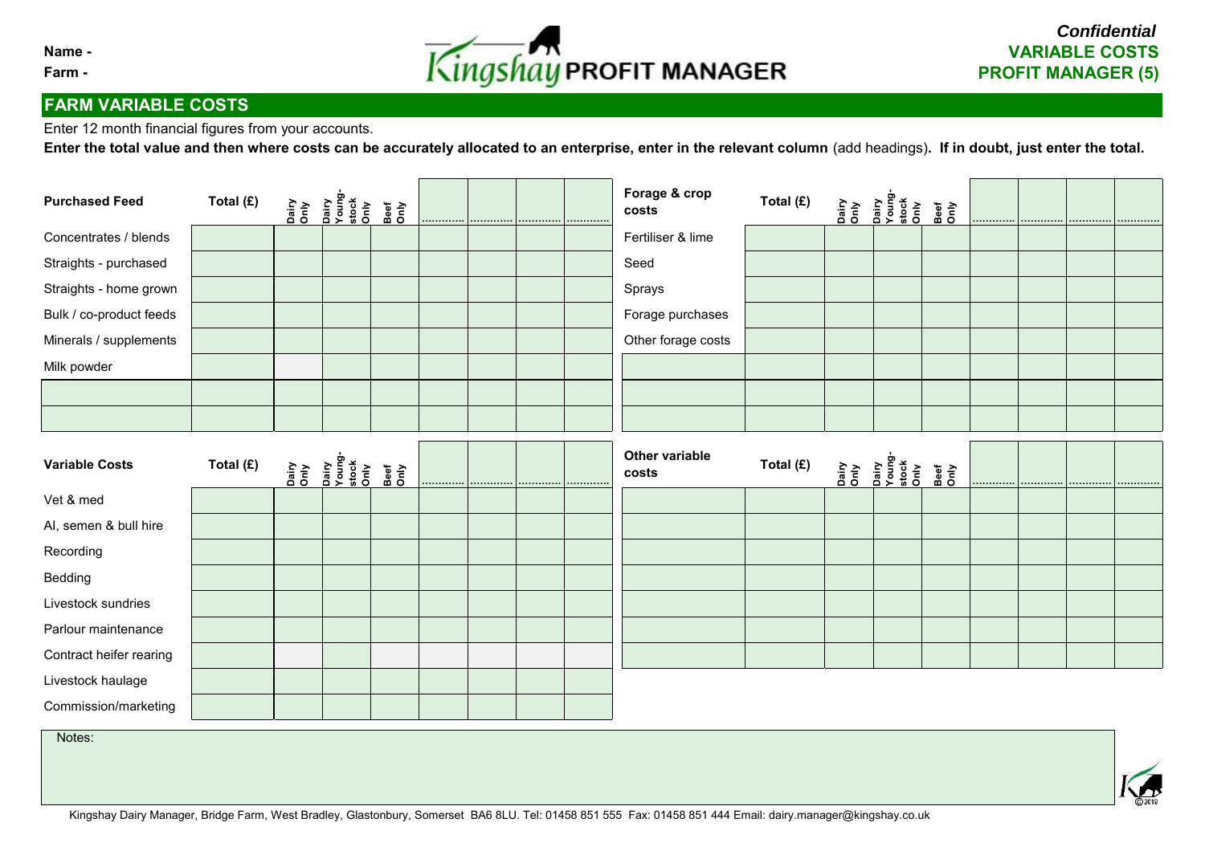Name -

Farm -

# Kingshay PROFIT MANAGER

***Confidential***
**VARIABLE COSTS**
**PROFIT MANAGER (5)**

## FARM VARIABLE COSTS

Enter 12 month financial figures from your accounts.

**Enter the total value and then where costs can be accurately allocated to an enterprise, enter in the relevant column** (add headings)**. If in doubt, just enter the total.**

| Purchased Feed | Total (£) | Dairy Only | Dairy Young-stock Only | Beef Only | ............ | ............ | ............ | ............ |
|---|---|---|---|---|---|---|---|---|
| Concentrates / blends | | | | | | | | |
| Straights - purchased | | | | | | | | |
| Straights - home grown | | | | | | | | |
| Bulk / co-product feeds | | | | | | | | |
| Minerals / supplements | | | | | | | | |
| Milk powder | | | | | | | | |
| | | | | | | | | |
| | | | | | | | | |

| Forage & crop costs | Total (£) | Dairy Only | Dairy Young-stock Only | Beef Only | ............ | ............ | ............ | ............ |
|---|---|---|---|---|---|---|---|---|
| Fertiliser & lime | | | | | | | | |
| Seed | | | | | | | | |
| Sprays | | | | | | | | |
| Forage purchases | | | | | | | | |
| Other forage costs | | | | | | | | |
| | | | | | | | | |
| | | | | | | | | |
| | | | | | | | | |

| Variable Costs | Total (£) | Dairy Only | Dairy Young-stock Only | Beef Only | ............ | ............ | ............ | ............ |
|---|---|---|---|---|---|---|---|---|
| Vet & med | | | | | | | | |
| AI, semen & bull hire | | | | | | | | |
| Recording | | | | | | | | |
| Bedding | | | | | | | | |
| Livestock sundries | | | | | | | | |
| Parlour maintenance | | | | | | | | |
| Contract heifer rearing | | | | | | | | |
| Livestock haulage | | | | | | | | |
| Commission/marketing | | | | | | | | |

| Other variable costs | Total (£) | Dairy Only | Dairy Young-stock Only | Beef Only | ............ | ............ | ............ | ............ |
|---|---|---|---|---|---|---|---|---|
| | | | | | | | | |
| | | | | | | | | |
| | | | | | | | | |
| | | | | | | | | |
| | | | | | | | | |
| | | | | | | | | |
| | | | | | | | | |

Notes:

Kingshay Dairy Manager, Bridge Farm, West Bradley, Glastonbury, Somerset BA6 8LU. Tel: 01458 851 555 Fax: 01458 851 444 Email: dairy.manager@kingshay.co.uk

© 2019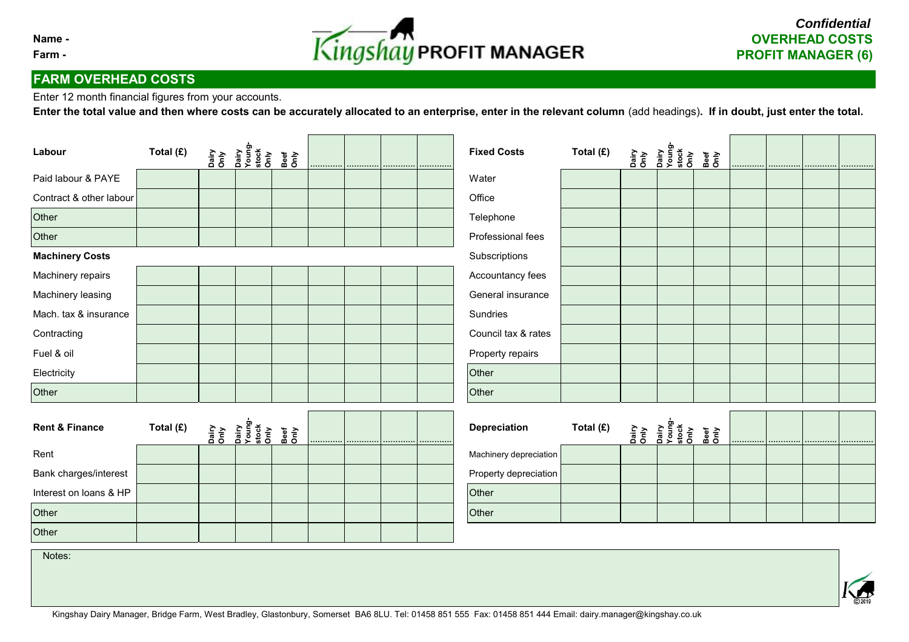Name -

Farm -

Kingshay PROFIT MANAGER

*Confidential*
**OVERHEAD COSTS**
**PROFIT MANAGER (6)**

## FARM OVERHEAD COSTS

Enter 12 month financial figures from your accounts.

**Enter the total value and then where costs can be accurately allocated to an enterprise, enter in the relevant column** (add headings)**. If in doubt, just enter the total.**

| **Labour** | **Total (£)** | **Dairy Only** | **Dairy Young-stock Only** | **Beef Only** | ............ | ............ | ............ | ............ |
|---|---|---|---|---|---|---|---|---|
| Paid labour & PAYE | | | | | | | | |
| Contract & other labour | | | | | | | | |
| Other | | | | | | | | |
| Other | | | | | | | | |
| **Machinery Costs** | | | | | | | | |
| Machinery repairs | | | | | | | | |
| Machinery leasing | | | | | | | | |
| Mach. tax & insurance | | | | | | | | |
| Contracting | | | | | | | | |
| Fuel & oil | | | | | | | | |
| Electricity | | | | | | | | |
| Other | | | | | | | | |

| **Fixed Costs** | **Total (£)** | **Dairy Only** | **Dairy Young-stock Only** | **Beef Only** | ............ | ............ | ............ | ............ |
|---|---|---|---|---|---|---|---|---|
| Water | | | | | | | | |
| Office | | | | | | | | |
| Telephone | | | | | | | | |
| Professional fees | | | | | | | | |
| Subscriptions | | | | | | | | |
| Accountancy fees | | | | | | | | |
| General insurance | | | | | | | | |
| Sundries | | | | | | | | |
| Council tax & rates | | | | | | | | |
| Property repairs | | | | | | | | |
| Other | | | | | | | | |
| Other | | | | | | | | |

| **Rent & Finance** | **Total (£)** | **Dairy Only** | **Dairy Young-stock Only** | **Beef Only** | ............ | ............ | ............ | ............ |
|---|---|---|---|---|---|---|---|---|
| Rent | | | | | | | | |
| Bank charges/interest | | | | | | | | |
| Interest on loans & HP | | | | | | | | |
| Other | | | | | | | | |
| Other | | | | | | | | |

| **Depreciation** | **Total (£)** | **Dairy Only** | **Dairy Young-stock Only** | **Beef Only** | ............ | ............ | ............ | ............ |
|---|---|---|---|---|---|---|---|---|
| Machinery depreciation | | | | | | | | |
| Property depreciation | | | | | | | | |
| Other | | | | | | | | |
| Other | | | | | | | | |

Notes:

Kingshay Dairy Manager, Bridge Farm, West Bradley, Glastonbury, Somerset BA6 8LU. Tel: 01458 851 555 Fax: 01458 851 444 Email: dairy.manager@kingshay.co.uk